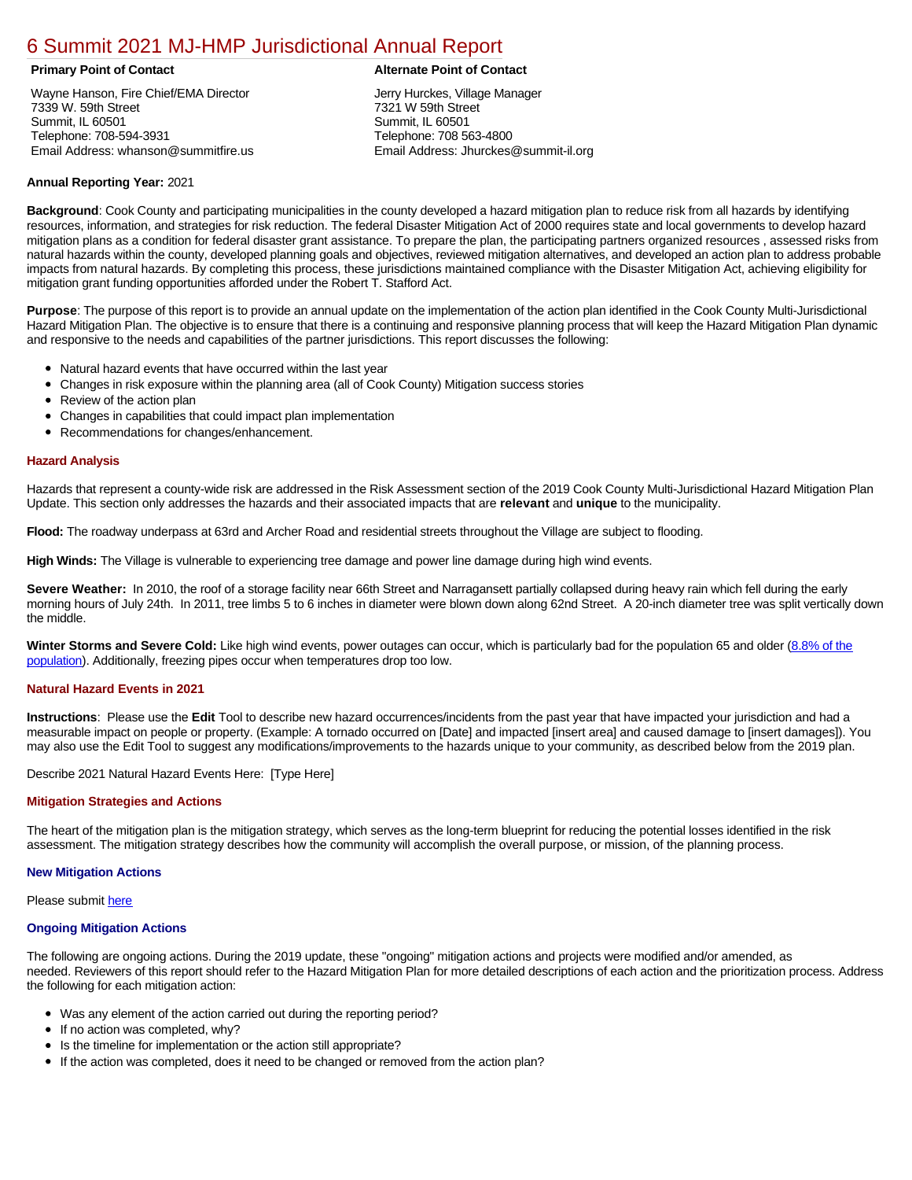# 6 Summit 2021 MJ-HMP Jurisdictional Annual Report

**Primary Point of Contact**

Wayne Hanson, Fire Chief/EMA Director
7339 W. 59th Street
Summit, IL 60501
Telephone: 708-594-3931
Email Address: whanson@summitfire.us

**Alternate Point of Contact**

Jerry Hurckes, Village Manager
7321 W 59th Street
Summit, IL 60501
Telephone: 708 563-4800
Email Address: Jhurckes@summit-il.org

**Annual Reporting Year:** 2021

**Background**: Cook County and participating municipalities in the county developed a hazard mitigation plan to reduce risk from all hazards by identifying resources, information, and strategies for risk reduction. The federal Disaster Mitigation Act of 2000 requires state and local governments to develop hazard mitigation plans as a condition for federal disaster grant assistance. To prepare the plan, the participating partners organized resources , assessed risks from natural hazards within the county, developed planning goals and objectives, reviewed mitigation alternatives, and developed an action plan to address probable impacts from natural hazards. By completing this process, these jurisdictions maintained compliance with the Disaster Mitigation Act, achieving eligibility for mitigation grant funding opportunities afforded under the Robert T. Stafford Act.

**Purpose**: The purpose of this report is to provide an annual update on the implementation of the action plan identified in the Cook County Multi-Jurisdictional Hazard Mitigation Plan. The objective is to ensure that there is a continuing and responsive planning process that will keep the Hazard Mitigation Plan dynamic and responsive to the needs and capabilities of the partner jurisdictions. This report discusses the following:

- Natural hazard events that have occurred within the last year
- Changes in risk exposure within the planning area (all of Cook County) Mitigation success stories
- Review of the action plan
- Changes in capabilities that could impact plan implementation
- Recommendations for changes/enhancement.

### Hazard Analysis

Hazards that represent a county-wide risk are addressed in the Risk Assessment section of the 2019 Cook County Multi-Jurisdictional Hazard Mitigation Plan Update. This section only addresses the hazards and their associated impacts that are **relevant** and **unique** to the municipality.

**Flood:** The roadway underpass at 63rd and Archer Road and residential streets throughout the Village are subject to flooding.

**High Winds:** The Village is vulnerable to experiencing tree damage and power line damage during high wind events.

**Severe Weather:** In 2010, the roof of a storage facility near 66th Street and Narragansett partially collapsed during heavy rain which fell during the early morning hours of July 24th. In 2011, tree limbs 5 to 6 inches in diameter were blown down along 62nd Street. A 20-inch diameter tree was split vertically down the middle.

**Winter Storms and Severe Cold:** Like high wind events, power outages can occur, which is particularly bad for the population 65 and older (8.8% of the population). Additionally, freezing pipes occur when temperatures drop too low.

### Natural Hazard Events in 2021

**Instructions**: Please use the **Edit** Tool to describe new hazard occurrences/incidents from the past year that have impacted your jurisdiction and had a measurable impact on people or property. (Example: A tornado occurred on [Date] and impacted [insert area] and caused damage to [insert damages]). You may also use the Edit Tool to suggest any modifications/improvements to the hazards unique to your community, as described below from the 2019 plan.

Describe 2021 Natural Hazard Events Here: [Type Here]

### Mitigation Strategies and Actions

The heart of the mitigation plan is the mitigation strategy, which serves as the long-term blueprint for reducing the potential losses identified in the risk assessment. The mitigation strategy describes how the community will accomplish the overall purpose, or mission, of the planning process.

#### New Mitigation Actions

Please submit here

#### Ongoing Mitigation Actions

The following are ongoing actions. During the 2019 update, these "ongoing" mitigation actions and projects were modified and/or amended, as needed. Reviewers of this report should refer to the Hazard Mitigation Plan for more detailed descriptions of each action and the prioritization process. Address the following for each mitigation action:

- Was any element of the action carried out during the reporting period?
- If no action was completed, why?
- Is the timeline for implementation or the action still appropriate?
- If the action was completed, does it need to be changed or removed from the action plan?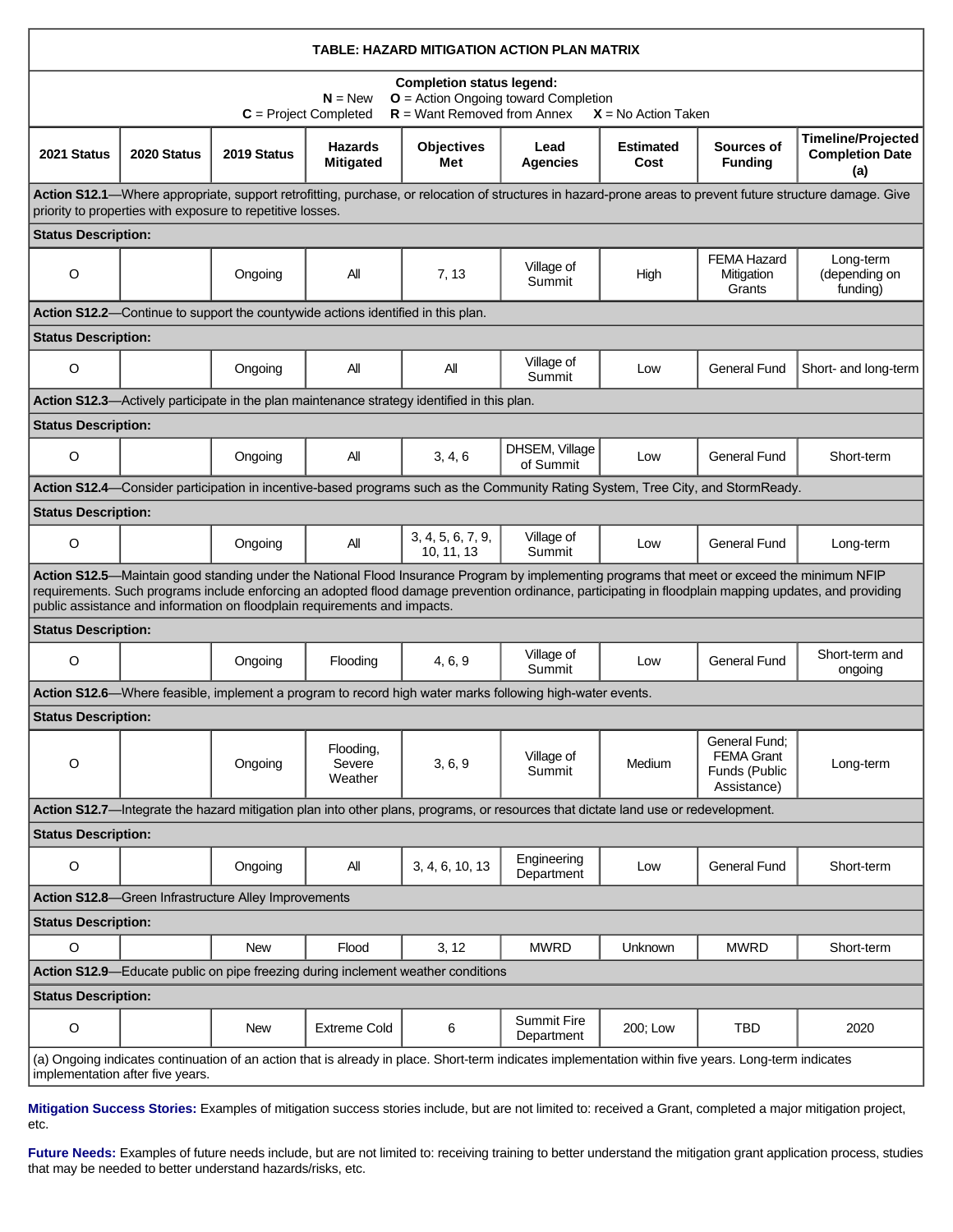| TABLE: HAZARD MITIGATION ACTION PLAN MATRIX | | | | | | | | |
|---|---|---|---|---|---|---|---|---|
| Completion status legend: **N** = New **O** = Action Ongoing toward Completion **C** = Project Completed **R** = Want Removed from Annex **X** = No Action Taken | | | | | | | | |
| **2021 Status** | **2020 Status** | **2019 Status** | **Hazards Mitigated** | **Objectives Met** | **Lead Agencies** | **Estimated Cost** | **Sources of Funding** | **Timeline/Projected Completion Date (a)** |
| **Action S12.1**—Where appropriate, support retrofitting, purchase, or relocation of structures in hazard-prone areas to prevent future structure damage. Give priority to properties with exposure to repetitive losses. | | | | | | | | |
| **Status Description:** | | | | | | | | |
| O | | Ongoing | All | 7, 13 | Village of Summit | High | FEMA Hazard Mitigation Grants | Long-term (depending on funding) |
| **Action S12.2**—Continue to support the countywide actions identified in this plan. | | | | | | | | |
| **Status Description:** | | | | | | | | |
| O | | Ongoing | All | All | Village of Summit | Low | General Fund | Short- and long-term |
| **Action S12.3**—Actively participate in the plan maintenance strategy identified in this plan. | | | | | | | | |
| **Status Description:** | | | | | | | | |
| O | | Ongoing | All | 3, 4, 6 | DHSEM, Village of Summit | Low | General Fund | Short-term |
| **Action S12.4**—Consider participation in incentive-based programs such as the Community Rating System, Tree City, and StormReady. | | | | | | | | |
| **Status Description:** | | | | | | | | |
| O | | Ongoing | All | 3, 4, 5, 6, 7, 9, 10, 11, 13 | Village of Summit | Low | General Fund | Long-term |
| **Action S12.5**—Maintain good standing under the National Flood Insurance Program by implementing programs that meet or exceed the minimum NFIP requirements. Such programs include enforcing an adopted flood damage prevention ordinance, participating in floodplain mapping updates, and providing public assistance and information on floodplain requirements and impacts. | | | | | | | | |
| **Status Description:** | | | | | | | | |
| O | | Ongoing | Flooding | 4, 6, 9 | Village of Summit | Low | General Fund | Short-term and ongoing |
| **Action S12.6**—Where feasible, implement a program to record high water marks following high-water events. | | | | | | | | |
| **Status Description:** | | | | | | | | |
| O | | Ongoing | Flooding, Severe Weather | 3, 6, 9 | Village of Summit | Medium | General Fund; FEMA Grant Funds (Public Assistance) | Long-term |
| **Action S12.7**—Integrate the hazard mitigation plan into other plans, programs, or resources that dictate land use or redevelopment. | | | | | | | | |
| **Status Description:** | | | | | | | | |
| O | | Ongoing | All | 3, 4, 6, 10, 13 | Engineering Department | Low | General Fund | Short-term |
| **Action S12.8**—Green Infrastructure Alley Improvements | | | | | | | | |
| **Status Description:** | | | | | | | | |
| O | | New | Flood | 3, 12 | MWRD | Unknown | MWRD | Short-term |
| **Action S12.9**—Educate public on pipe freezing during inclement weather conditions | | | | | | | | |
| **Status Description:** | | | | | | | | |
| O | | New | Extreme Cold | 6 | Summit Fire Department | 200; Low | TBD | 2020 |
| (a) Ongoing indicates continuation of an action that is already in place. Short-term indicates implementation within five years. Long-term indicates implementation after five years. | | | | | | | | |

**Mitigation Success Stories:** Examples of mitigation success stories include, but are not limited to: received a Grant, completed a major mitigation project, etc.

**Future Needs:** Examples of future needs include, but are not limited to: receiving training to better understand the mitigation grant application process, studies that may be needed to better understand hazards/risks, etc.